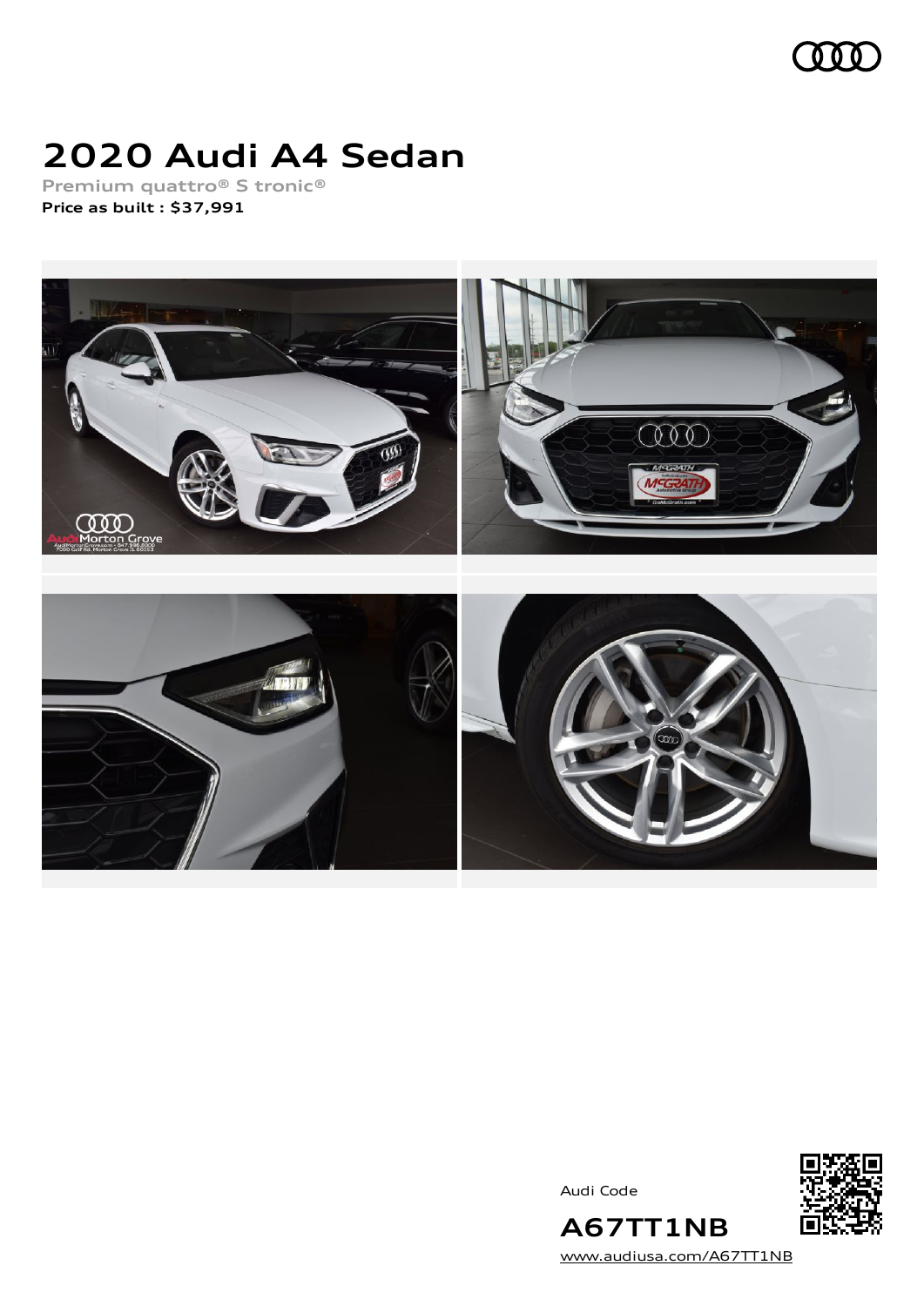# 2020 Audi A4 Sedan

Premium quattro® S tronic®

**Price as built : $37,991**

Audi Code

**A67TT1NB**

www.audiusa.com/A67TT1NB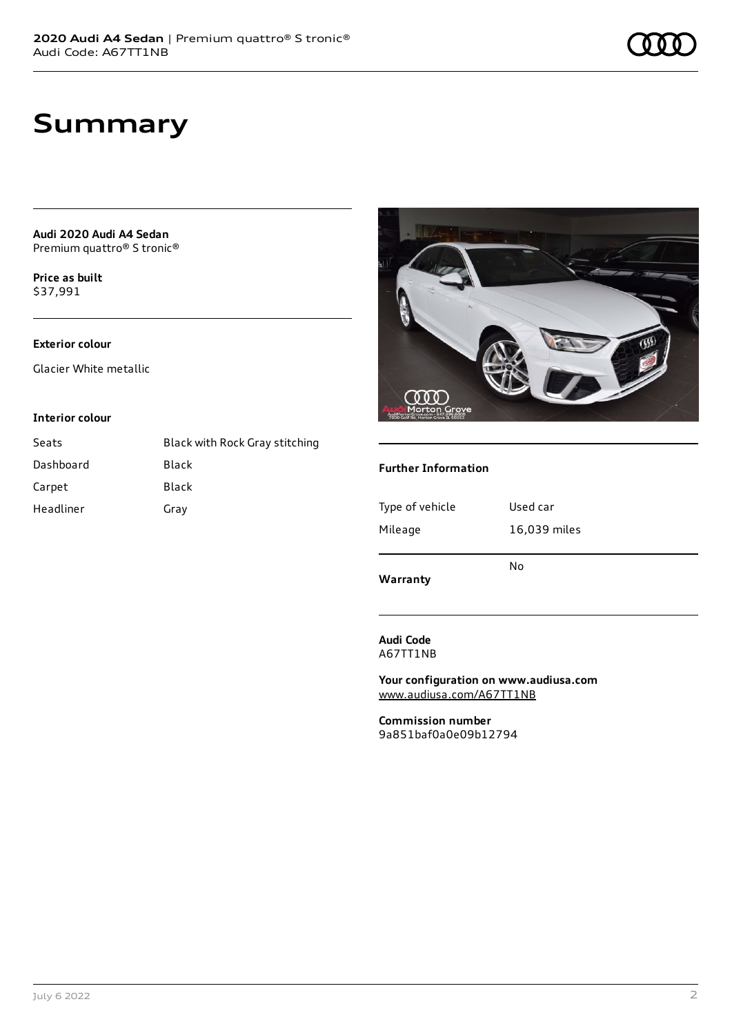# Summary

**Audi 2020 Audi A4 Sedan**
Premium quattro® S tronic®

**Price as built**
$37,991

**Exterior colour**

Glacier White metallic

**Interior colour**

| | |
|---|---|
| Seats | Black with Rock Gray stitching |
| Dashboard | Black |
| Carpet | Black |
| Headliner | Gray |

**Further Information**

| | |
|---|---|
| Type of vehicle | Used car |
| Mileage | 16,039 miles |
| **Warranty** | No |

**Audi Code**
A67TT1NB

**Your configuration on www.audiusa.com**
www.audiusa.com/A67TT1NB

**Commission number**
9a851baf0a0e09b12794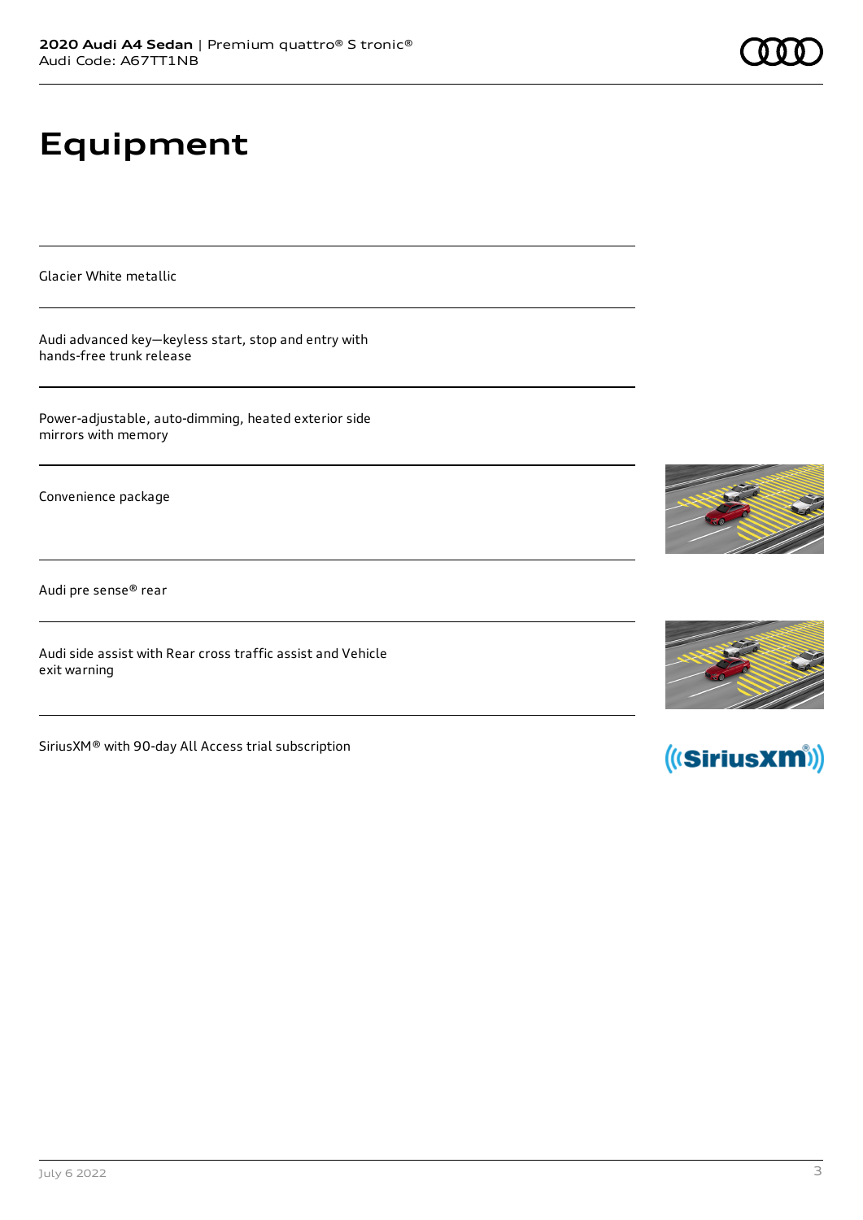# Equipment

Glacier White metallic

Audi advanced key—keyless start, stop and entry with hands-free trunk release

Power-adjustable, auto-dimming, heated exterior side mirrors with memory

Convenience package

Audi pre sense® rear

Audi side assist with Rear cross traffic assist and Vehicle exit warning

SiriusXM® with 90-day All Access trial subscription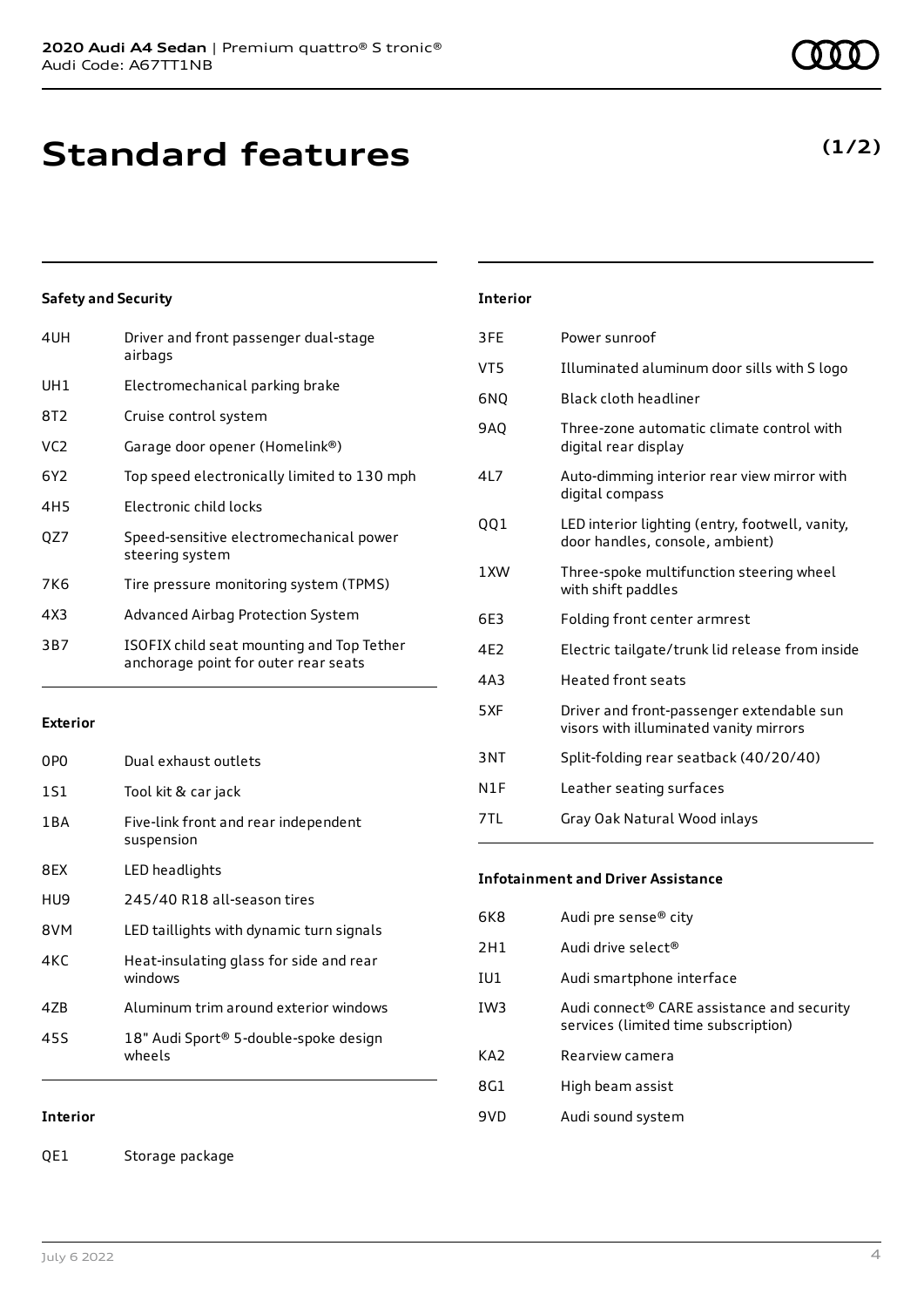# Standard features

**(1/2)**

### Safety and Security

| | |
|---|---|
| 4UH | Driver and front passenger dual-stage airbags |
| UH1 | Electromechanical parking brake |
| 8T2 | Cruise control system |
| VC2 | Garage door opener (Homelink®) |
| 6Y2 | Top speed electronically limited to 130 mph |
| 4H5 | Electronic child locks |
| QZ7 | Speed-sensitive electromechanical power steering system |
| 7K6 | Tire pressure monitoring system (TPMS) |
| 4X3 | Advanced Airbag Protection System |
| 3B7 | ISOFIX child seat mounting and Top Tether anchorage point for outer rear seats |

### Exterior

| | |
|---|---|
| 0P0 | Dual exhaust outlets |
| 1S1 | Tool kit & car jack |
| 1BA | Five-link front and rear independent suspension |
| 8EX | LED headlights |
| HU9 | 245/40 R18 all-season tires |
| 8VM | LED taillights with dynamic turn signals |
| 4KC | Heat-insulating glass for side and rear windows |
| 4ZB | Aluminum trim around exterior windows |
| 45S | 18" Audi Sport® 5-double-spoke design wheels |

### Interior

| | |
|---|---|
| QE1 | Storage package |
| 3FE | Power sunroof |
| VT5 | Illuminated aluminum door sills with S logo |
| 6NQ | Black cloth headliner |
| 9AQ | Three-zone automatic climate control with digital rear display |
| 4L7 | Auto-dimming interior rear view mirror with digital compass |
| QQ1 | LED interior lighting (entry, footwell, vanity, door handles, console, ambient) |
| 1XW | Three-spoke multifunction steering wheel with shift paddles |
| 6E3 | Folding front center armrest |
| 4E2 | Electric tailgate/trunk lid release from inside |
| 4A3 | Heated front seats |
| 5XF | Driver and front-passenger extendable sun visors with illuminated vanity mirrors |
| 3NT | Split-folding rear seatback (40/20/40) |
| N1F | Leather seating surfaces |
| 7TL | Gray Oak Natural Wood inlays |

### Infotainment and Driver Assistance

| | |
|---|---|
| 6K8 | Audi pre sense® city |
| 2H1 | Audi drive select® |
| IU1 | Audi smartphone interface |
| IW3 | Audi connect® CARE assistance and security services (limited time subscription) |
| KA2 | Rearview camera |
| 8G1 | High beam assist |
| 9VD | Audi sound system |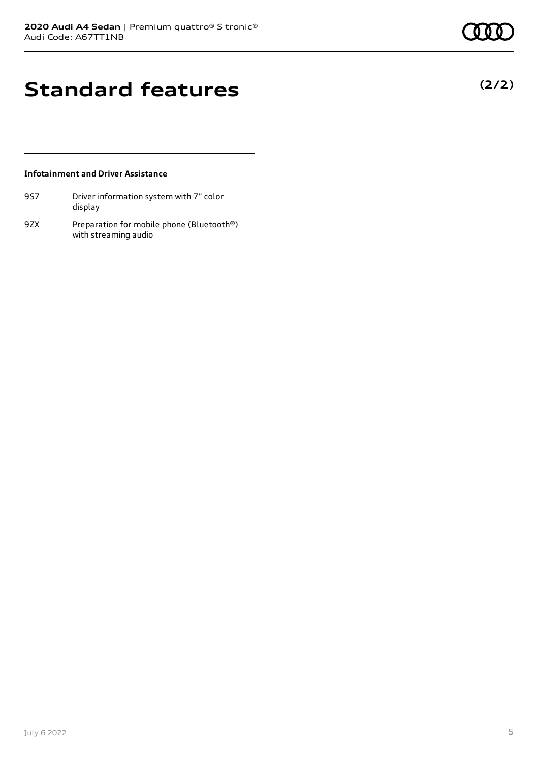# Standard features

**(2/2)**

#### Infotainment and Driver Assistance

| | |
|---|---|
| 9S7 | Driver information system with 7" color display |
| 9ZX | Preparation for mobile phone (Bluetooth®) with streaming audio |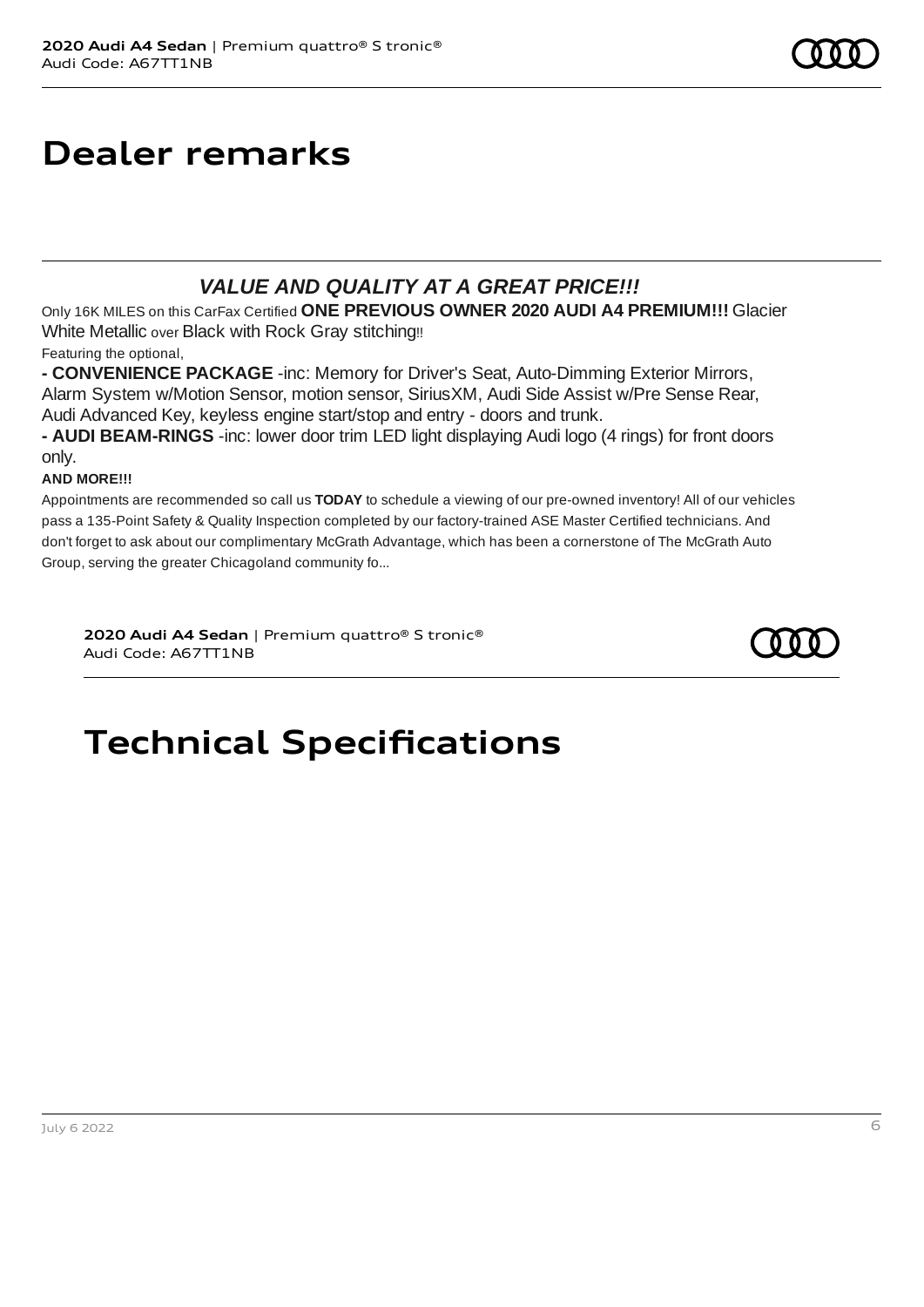# Dealer remarks

***VALUE AND QUALITY AT A GREAT PRICE!!!***

Only 16K MILES on this CarFax Certified **ONE PREVIOUS OWNER 2020 AUDI A4 PREMIUM!!!** Glacier White Metallic over Black with Rock Gray stitching!!

Featuring the optional,

**- CONVENIENCE PACKAGE** -inc: Memory for Driver's Seat, Auto-Dimming Exterior Mirrors, Alarm System w/Motion Sensor, motion sensor, SiriusXM, Audi Side Assist w/Pre Sense Rear, Audi Advanced Key, keyless engine start/stop and entry - doors and trunk.

**- AUDI BEAM-RINGS** -inc: lower door trim LED light displaying Audi logo (4 rings) for front doors only.

**AND MORE!!!**

Appointments are recommended so call us **TODAY** to schedule a viewing of our pre-owned inventory! All of our vehicles pass a 135-Point Safety & Quality Inspection completed by our factory-trained ASE Master Certified technicians. And don't forget to ask about our complimentary McGrath Advantage, which has been a cornerstone of The McGrath Auto Group, serving the greater Chicagoland community fo...

# Technical Specifications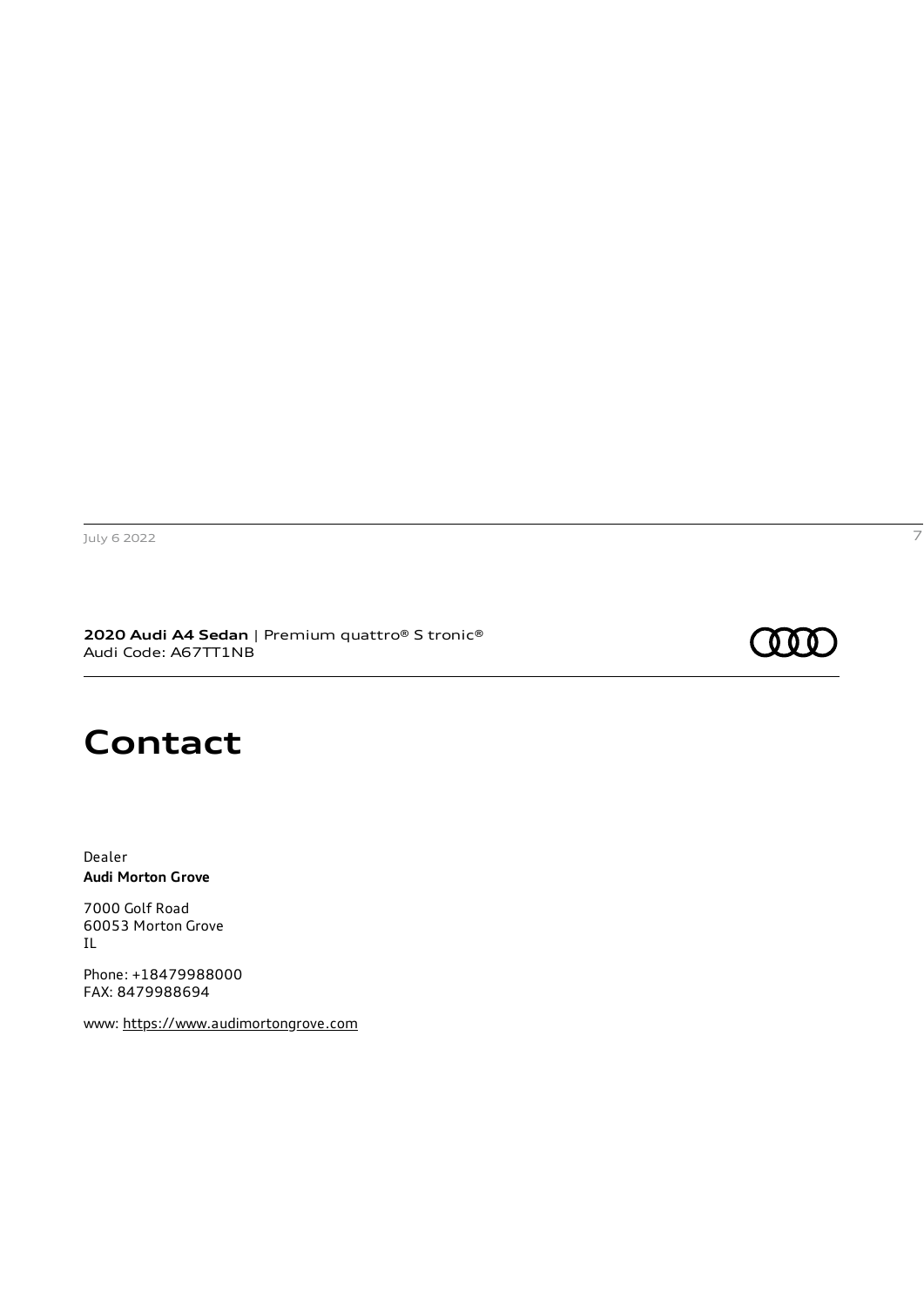# Contact

Dealer
**Audi Morton Grove**

7000 Golf Road
60053 Morton Grove
IL

Phone: +18479988000
FAX: 8479988694

www: https://www.audimortongrove.com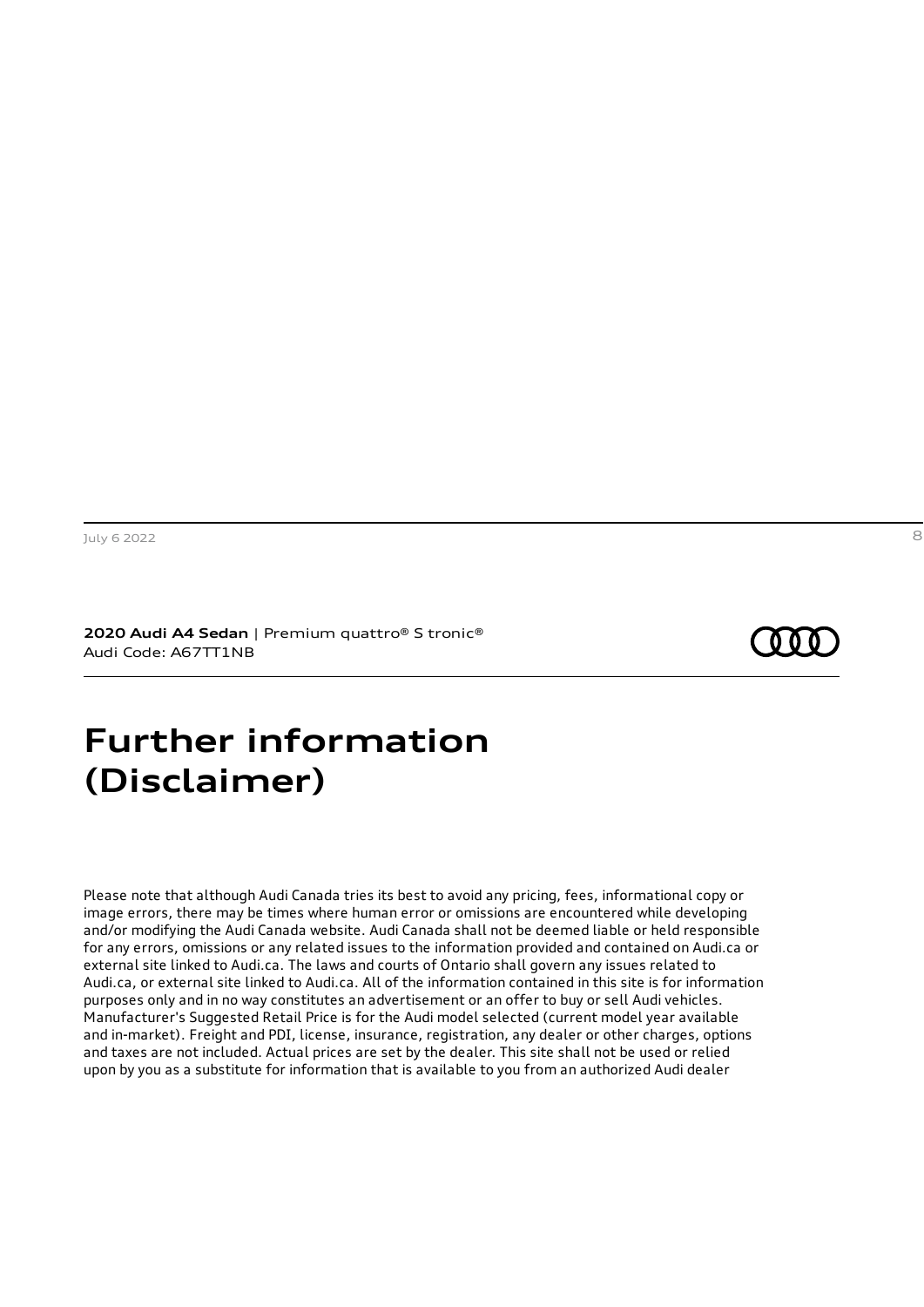**2020 Audi A4 Sedan** | Premium quattro® S tronic®
Audi Code: A67TT1NB

# Further information (Disclaimer)

Please note that although Audi Canada tries its best to avoid any pricing, fees, informational copy or image errors, there may be times where human error or omissions are encountered while developing and/or modifying the Audi Canada website. Audi Canada shall not be deemed liable or held responsible for any errors, omissions or any related issues to the information provided and contained on Audi.ca or external site linked to Audi.ca. The laws and courts of Ontario shall govern any issues related to Audi.ca, or external site linked to Audi.ca. All of the information contained in this site is for information purposes only and in no way constitutes an advertisement or an offer to buy or sell Audi vehicles. Manufacturer's Suggested Retail Price is for the Audi model selected (current model year available and in-market). Freight and PDI, license, insurance, registration, any dealer or other charges, options and taxes are not included. Actual prices are set by the dealer. This site shall not be used or relied upon by you as a substitute for information that is available to you from an authorized Audi dealer